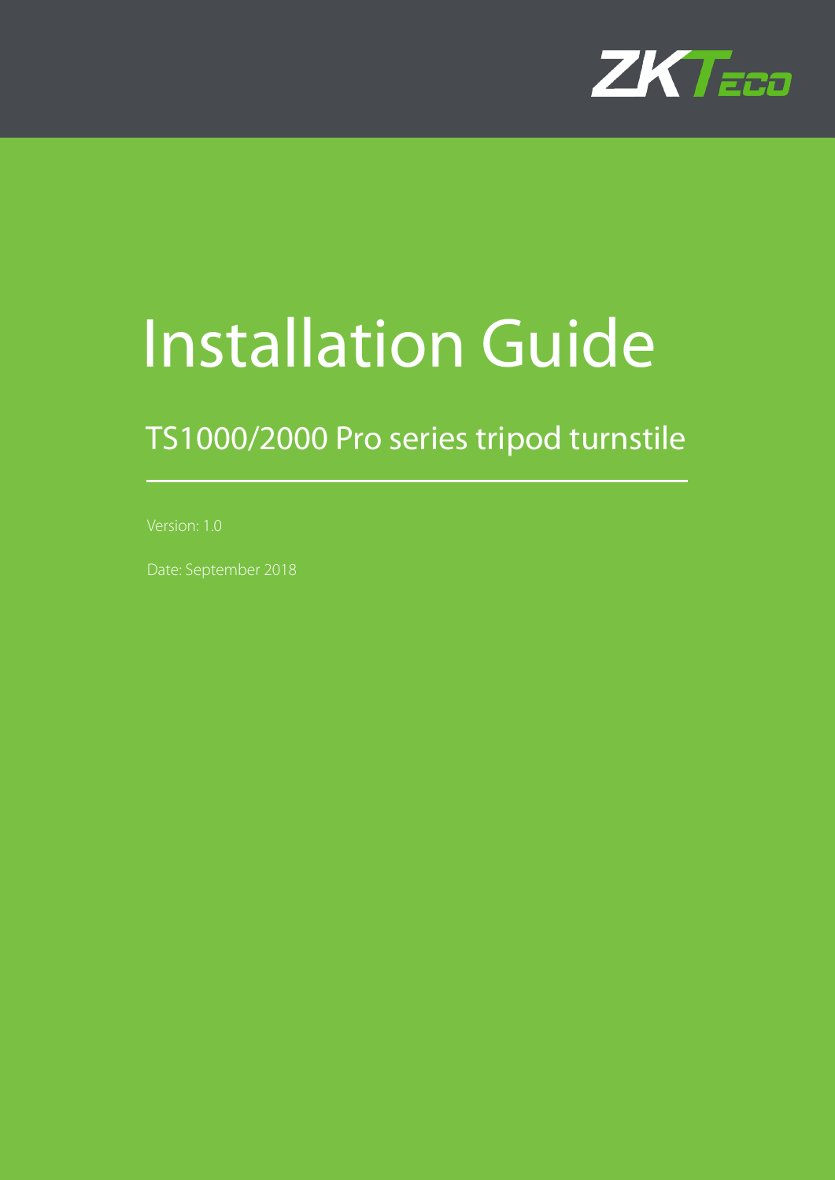ZKTeco

# Installation Guide

## TS1000/2000 Pro series tripod turnstile

Version: 1.0

Date: September 2018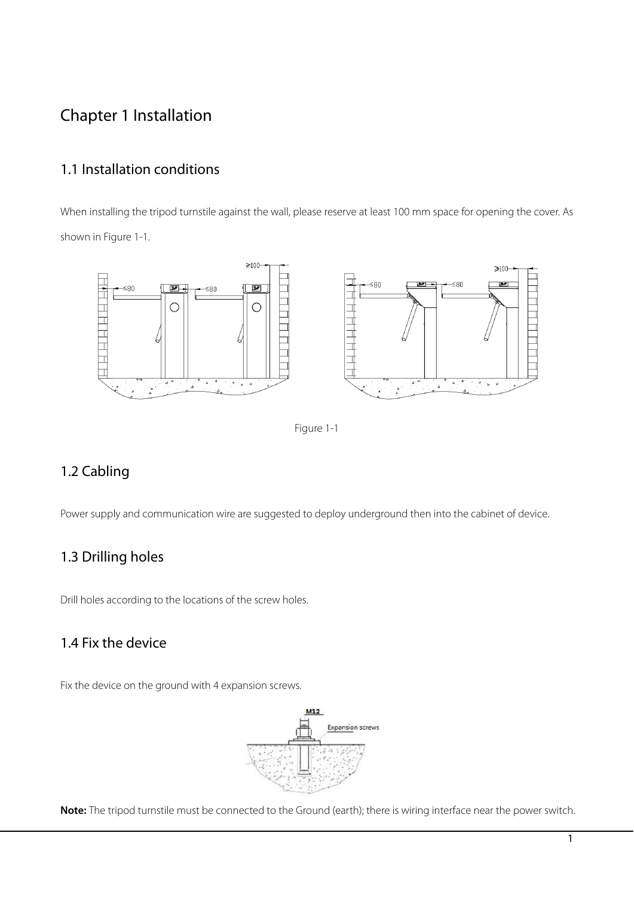# Chapter 1 Installation

## 1.1 Installation conditions

When installing the tripod turnstile against the wall, please reserve at least 100 mm space for opening the cover. As shown in Figure 1-1.

Figure 1-1

## 1.2 Cabling

Power supply and communication wire are suggested to deploy underground then into the cabinet of device.

## 1.3 Drilling holes

Drill holes according to the locations of the screw holes.

## 1.4 Fix the device

Fix the device on the ground with 4 expansion screws.

**Note:** The tripod turnstile must be connected to the Ground (earth); there is wiring interface near the power switch.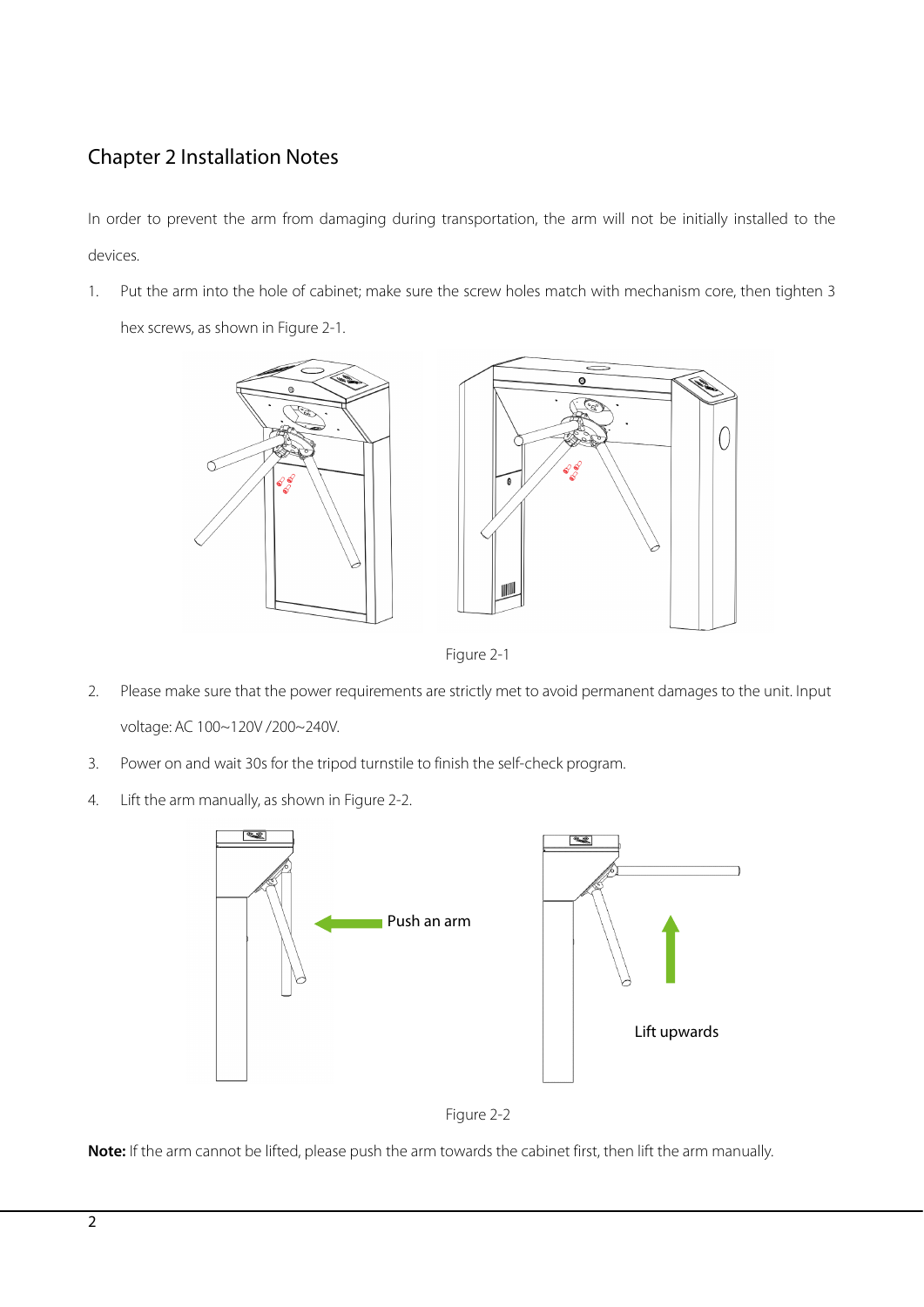# Chapter 2 Installation Notes

In order to prevent the arm from damaging during transportation, the arm will not be initially installed to the devices.

1. Put the arm into the hole of cabinet; make sure the screw holes match with mechanism core, then tighten 3 hex screws, as shown in Figure 2-1.

Figure 2-1

2. Please make sure that the power requirements are strictly met to avoid permanent damages to the unit. Input voltage: AC 100~120V /200~240V.

3. Power on and wait 30s for the tripod turnstile to finish the self-check program.

4. Lift the arm manually, as shown in Figure 2-2.

Push an arm

Lift upwards

Figure 2-2

**Note:** If the arm cannot be lifted, please push the arm towards the cabinet first, then lift the arm manually.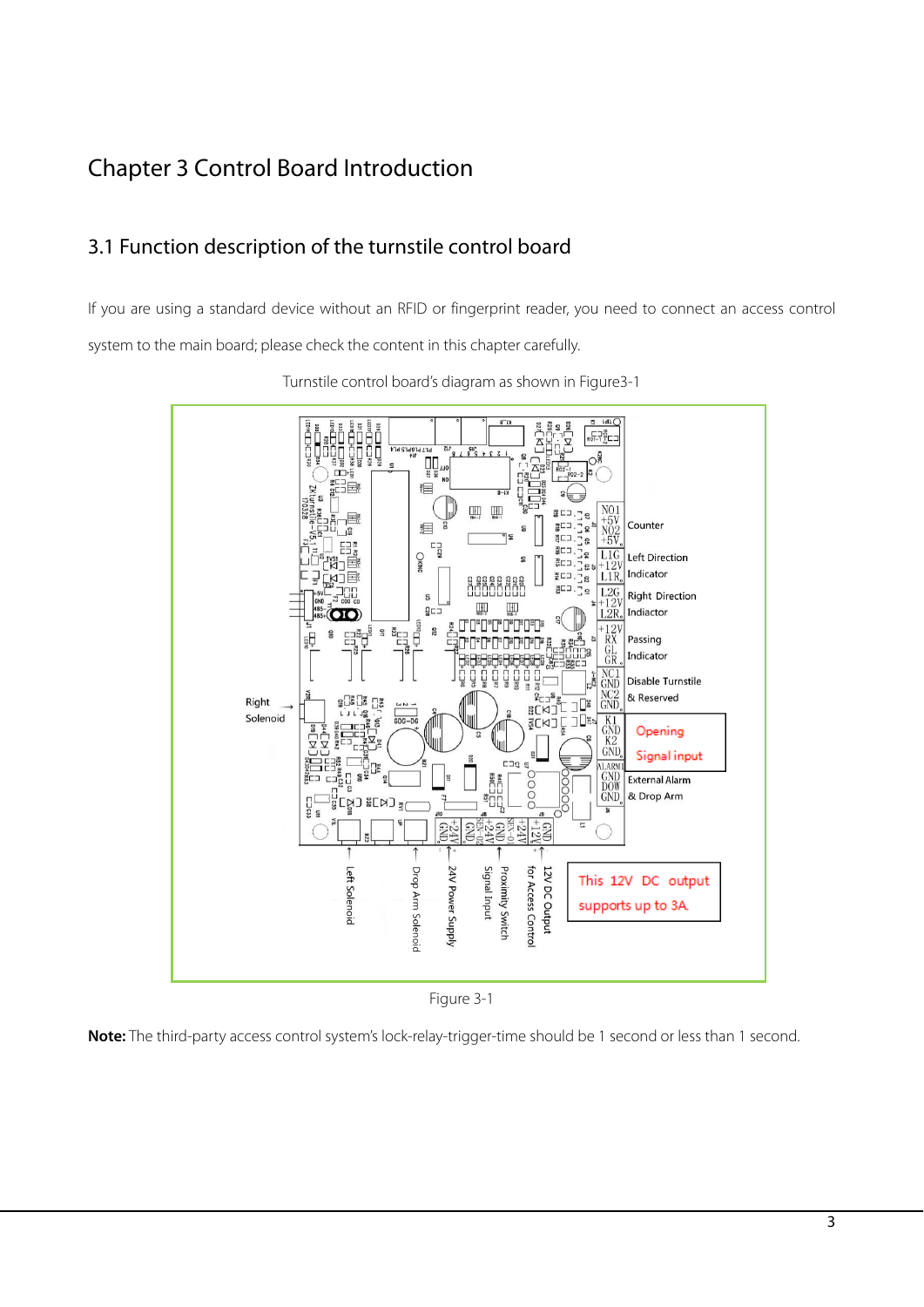# Chapter 3 Control Board Introduction

## 3.1 Function description of the turnstile control board

If you are using a standard device without an RFID or fingerprint reader, you need to connect an access control system to the main board; please check the content in this chapter carefully.

Turnstile control board's diagram as shown in Figure3-1

Counter

Left Direction Indicator

Right Direction Indiactor

Passing Indicator

Disable Turnstile & Reserved

Opening Signal input

External Alarm & Drop Arm

Right Solenoid

Left Solenoid

Drop Arm Solenoid

24V Power Supply

Signal Input

Proximity Switch

for Access Control

12V DC Output

This 12V DC output supports up to 3A.

Figure 3-1

**Note:** The third-party access control system's lock-relay-trigger-time should be 1 second or less than 1 second.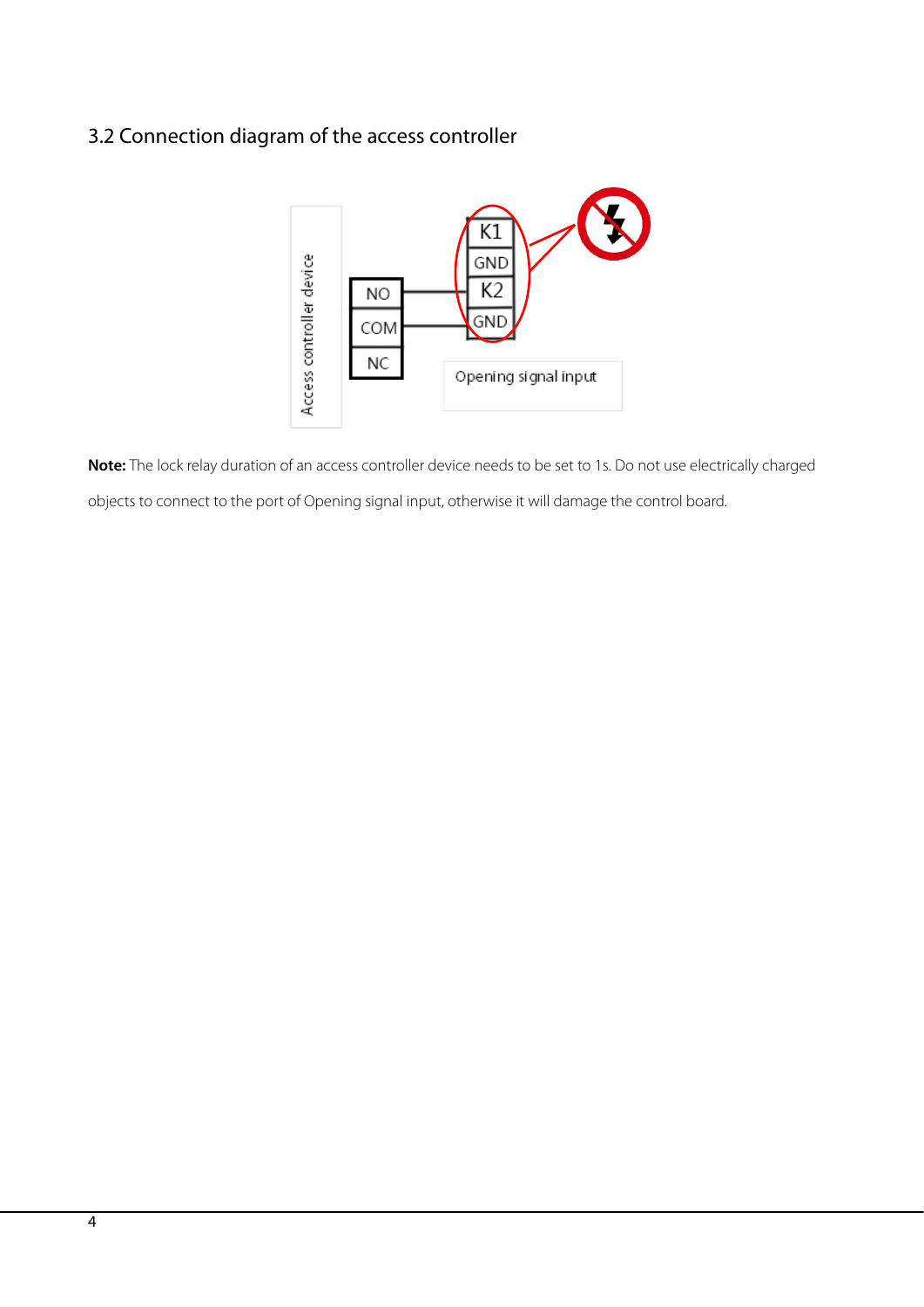## 3.2 Connection diagram of the access controller

**Note:** The lock relay duration of an access controller device needs to be set to 1s. Do not use electrically charged objects to connect to the port of Opening signal input, otherwise it will damage the control board.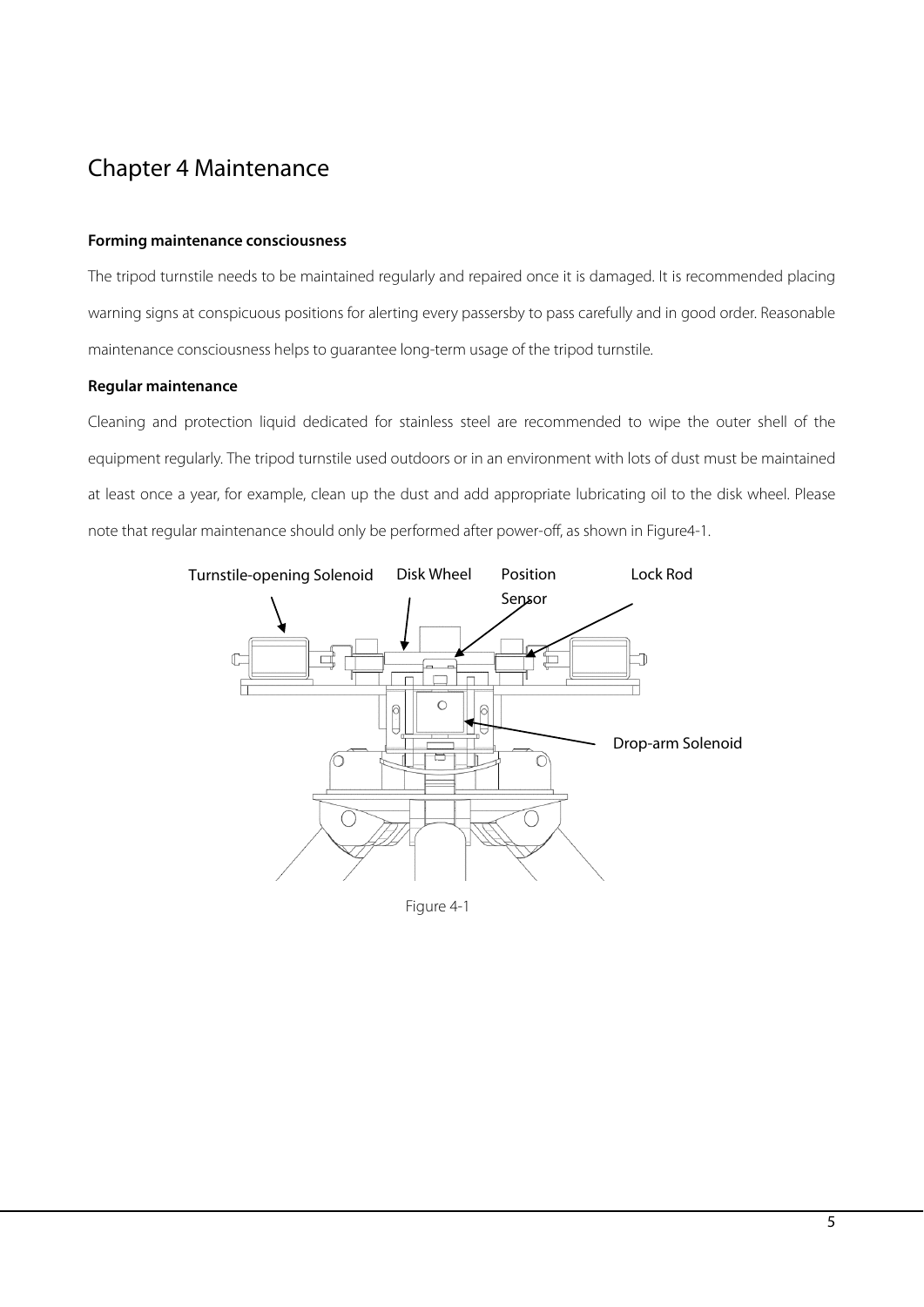# Chapter 4 Maintenance

**Forming maintenance consciousness**

The tripod turnstile needs to be maintained regularly and repaired once it is damaged. It is recommended placing warning signs at conspicuous positions for alerting every passersby to pass carefully and in good order. Reasonable maintenance consciousness helps to guarantee long-term usage of the tripod turnstile.

**Regular maintenance**

Cleaning and protection liquid dedicated for stainless steel are recommended to wipe the outer shell of the equipment regularly. The tripod turnstile used outdoors or in an environment with lots of dust must be maintained at least once a year, for example, clean up the dust and add appropriate lubricating oil to the disk wheel. Please note that regular maintenance should only be performed after power-off, as shown in Figure4-1.

Turnstile-opening Solenoid

Disk Wheel

Position Sensor

Lock Rod

Drop-arm Solenoid

Figure 4-1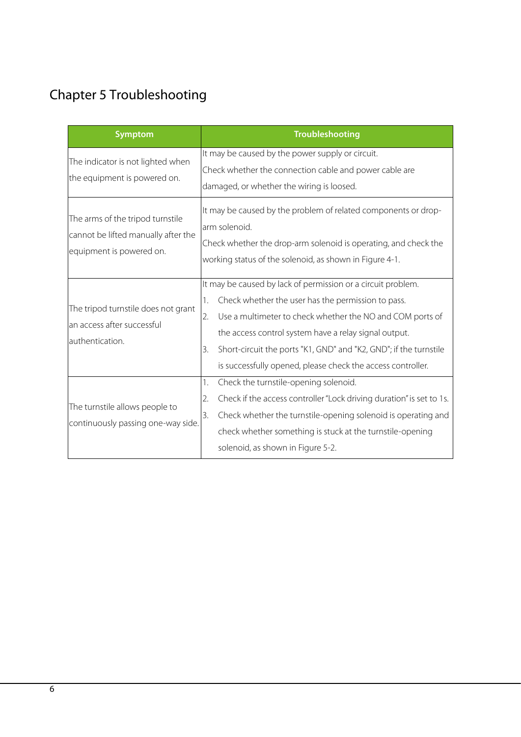# Chapter 5 Troubleshooting

| Symptom | Troubleshooting |
|---|---|
| The indicator is not lighted when the equipment is powered on. | It may be caused by the power supply or circuit.<br>Check whether the connection cable and power cable are damaged, or whether the wiring is loosed. |
| The arms of the tripod turnstile cannot be lifted manually after the equipment is powered on. | It may be caused by the problem of related components or drop-arm solenoid.<br>Check whether the drop-arm solenoid is operating, and check the working status of the solenoid, as shown in Figure 4-1. |
| The tripod turnstile does not grant an access after successful authentication. | It may be caused by lack of permission or a circuit problem.<br>1. Check whether the user has the permission to pass.<br>2. Use a multimeter to check whether the NO and COM ports of the access control system have a relay signal output.<br>3. Short-circuit the ports "K1, GND" and "K2, GND"; if the turnstile is successfully opened, please check the access controller. |
| The turnstile allows people to continuously passing one-way side. | 1. Check the turnstile-opening solenoid.<br>2. Check if the access controller "Lock driving duration" is set to 1s.<br>3. Check whether the turnstile-opening solenoid is operating and check whether something is stuck at the turnstile-opening solenoid, as shown in Figure 5-2. |